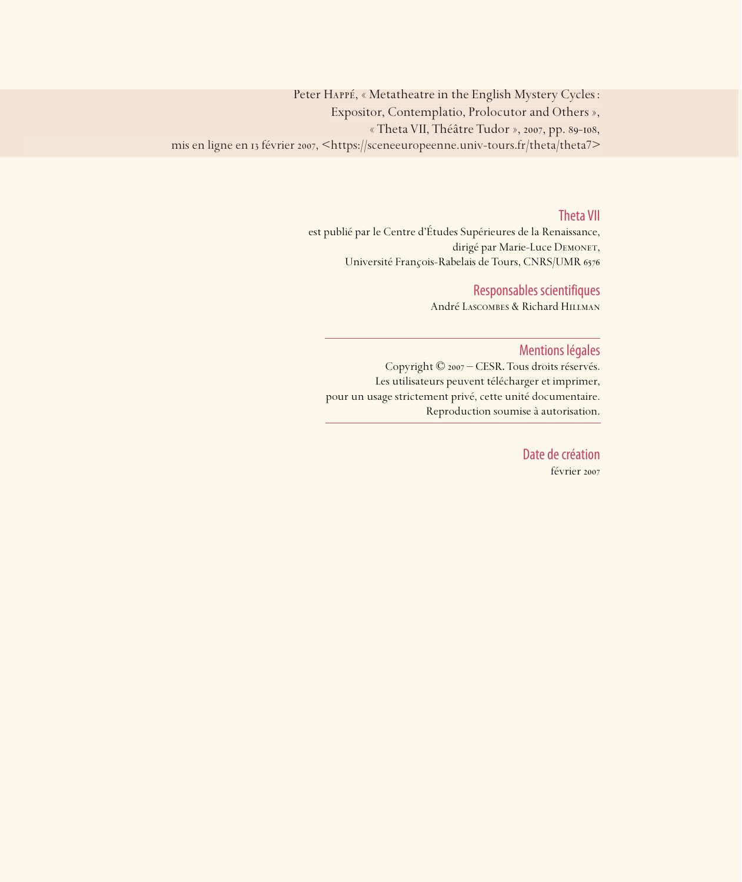Peter Happé, « Metatheatre in the English Mystery Cycles : Expositor, Contemplatio, Prolocutor and Others », « Theta VII, Théâtre Tudor », 2007, pp. 89-108, mis en ligne en 13 février 2007, <https://sceneeuropeenne.univ-tours.fr/theta/theta7>

## Theta VII

est publié par le Centre d'Études Supérieures de la Renaissance, dirigé par Marie-Luce Demonet, Université François-Rabelais de Tours, CNRS/UMR 6576

## Responsables scientifiques

André Lascombes & Richard Hillman

---

## Mentions légales

Copyright © 2007 – CESR. Tous droits réservés.
Les utilisateurs peuvent télécharger et imprimer, pour un usage strictement privé, cette unité documentaire.
Reproduction soumise à autorisation.

---

## Date de création

février 2007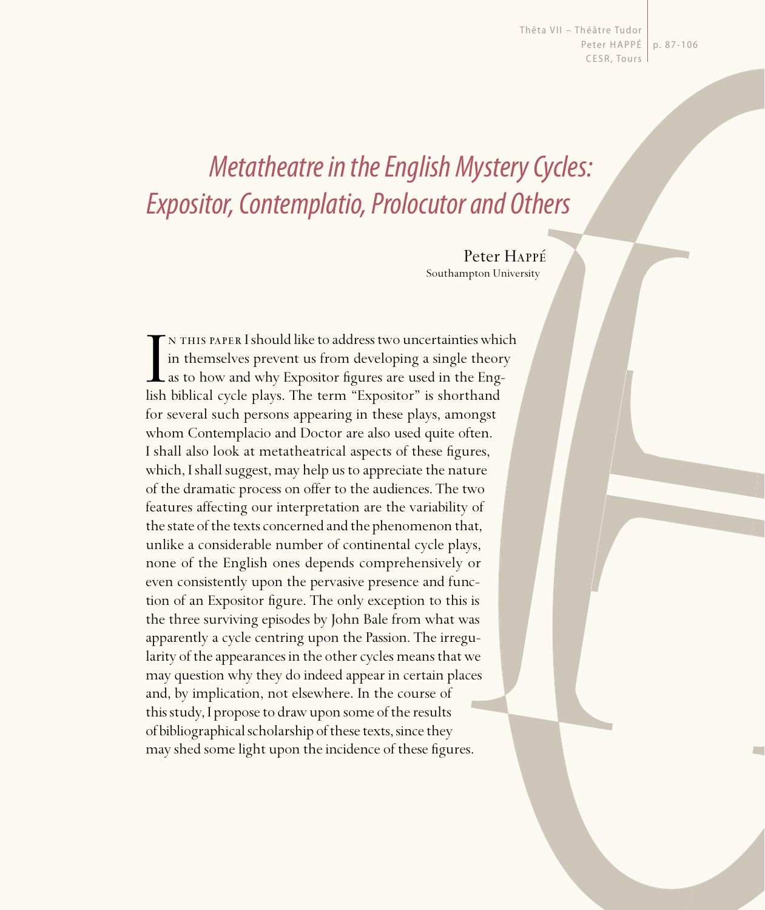# *Metatheatre in the English Mystery Cycles: Expositor, Contemplatio, Prolocutor and Others*

Peter Happé
Southampton University

In this paper I should like to address two uncertainties which in themselves prevent us from developing a single theory as to how and why Expositor figures are used in the English biblical cycle plays. The term "Expositor" is shorthand for several such persons appearing in these plays, amongst whom Contemplacio and Doctor are also used quite often. I shall also look at metatheatrical aspects of these figures, which, I shall suggest, may help us to appreciate the nature of the dramatic process on offer to the audiences. The two features affecting our interpretation are the variability of the state of the texts concerned and the phenomenon that, unlike a considerable number of continental cycle plays, none of the English ones depends comprehensively or even consistently upon the pervasive presence and function of an Expositor figure. The only exception to this is the three surviving episodes by John Bale from what was apparently a cycle centring upon the Passion. The irregularity of the appearances in the other cycles means that we may question why they do indeed appear in certain places and, by implication, not elsewhere. In the course of this study, I propose to draw upon some of the results of bibliographical scholarship of these texts, since they may shed some light upon the incidence of these figures.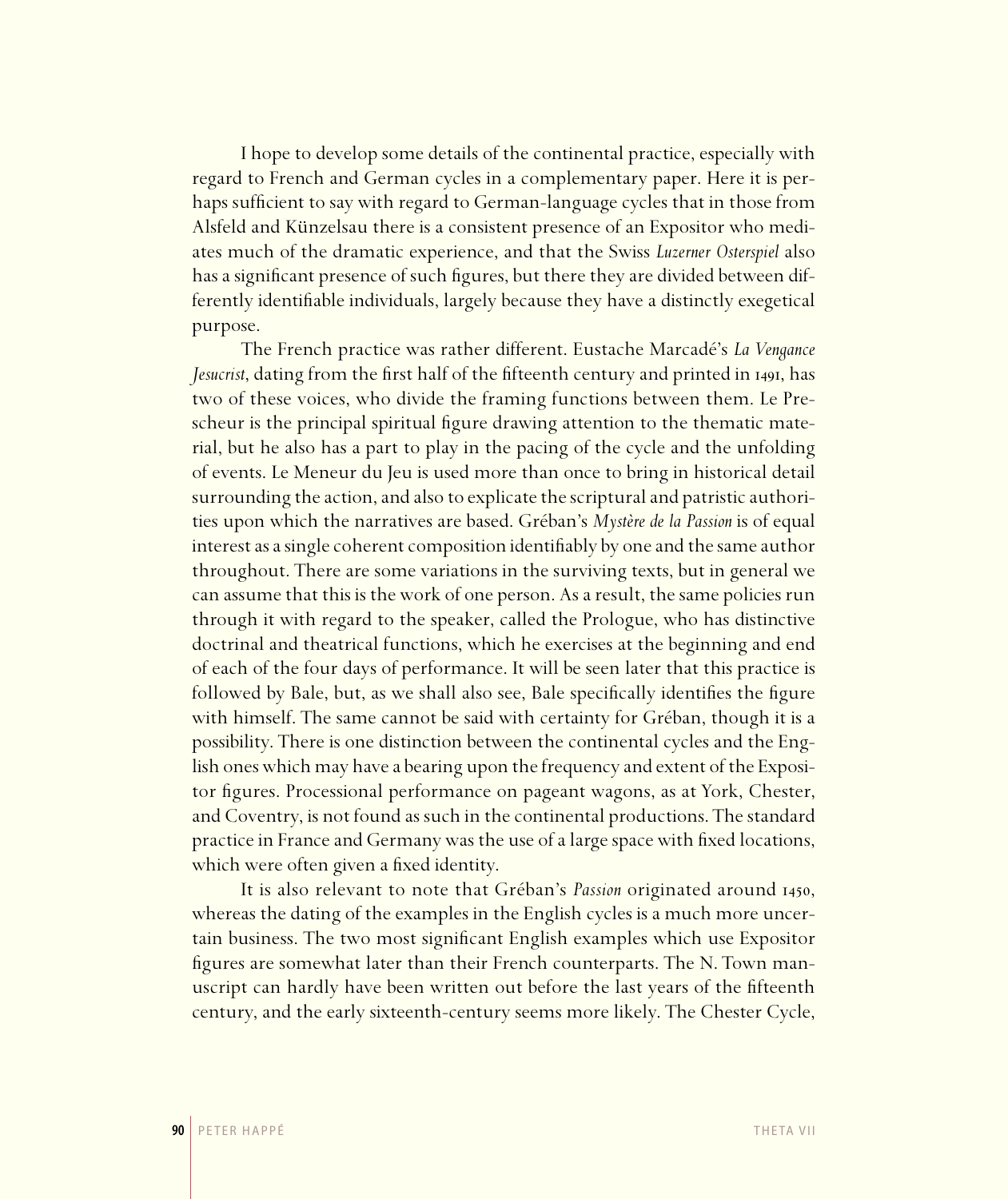I hope to develop some details of the continental practice, especially with regard to French and German cycles in a complementary paper. Here it is perhaps sufficient to say with regard to German-language cycles that in those from Alsfeld and Künzelsau there is a consistent presence of an Expositor who mediates much of the dramatic experience, and that the Swiss *Luzerner Osterspiel* also has a significant presence of such figures, but there they are divided between differently identifiable individuals, largely because they have a distinctly exegetical purpose.

The French practice was rather different. Eustache Marcadé's *La Vengance Jesucrist*, dating from the first half of the fifteenth century and printed in 1491, has two of these voices, who divide the framing functions between them. Le Prescheur is the principal spiritual figure drawing attention to the thematic material, but he also has a part to play in the pacing of the cycle and the unfolding of events. Le Meneur du Jeu is used more than once to bring in historical detail surrounding the action, and also to explicate the scriptural and patristic authorities upon which the narratives are based. Gréban's *Mystère de la Passion* is of equal interest as a single coherent composition identifiably by one and the same author throughout. There are some variations in the surviving texts, but in general we can assume that this is the work of one person. As a result, the same policies run through it with regard to the speaker, called the Prologue, who has distinctive doctrinal and theatrical functions, which he exercises at the beginning and end of each of the four days of performance. It will be seen later that this practice is followed by Bale, but, as we shall also see, Bale specifically identifies the figure with himself. The same cannot be said with certainty for Gréban, though it is a possibility. There is one distinction between the continental cycles and the English ones which may have a bearing upon the frequency and extent of the Expositor figures. Processional performance on pageant wagons, as at York, Chester, and Coventry, is not found as such in the continental productions. The standard practice in France and Germany was the use of a large space with fixed locations, which were often given a fixed identity.

It is also relevant to note that Gréban's *Passion* originated around 1450, whereas the dating of the examples in the English cycles is a much more uncertain business. The two most significant English examples which use Expositor figures are somewhat later than their French counterparts. The N. Town manuscript can hardly have been written out before the last years of the fifteenth century, and the early sixteenth-century seems more likely. The Chester Cycle,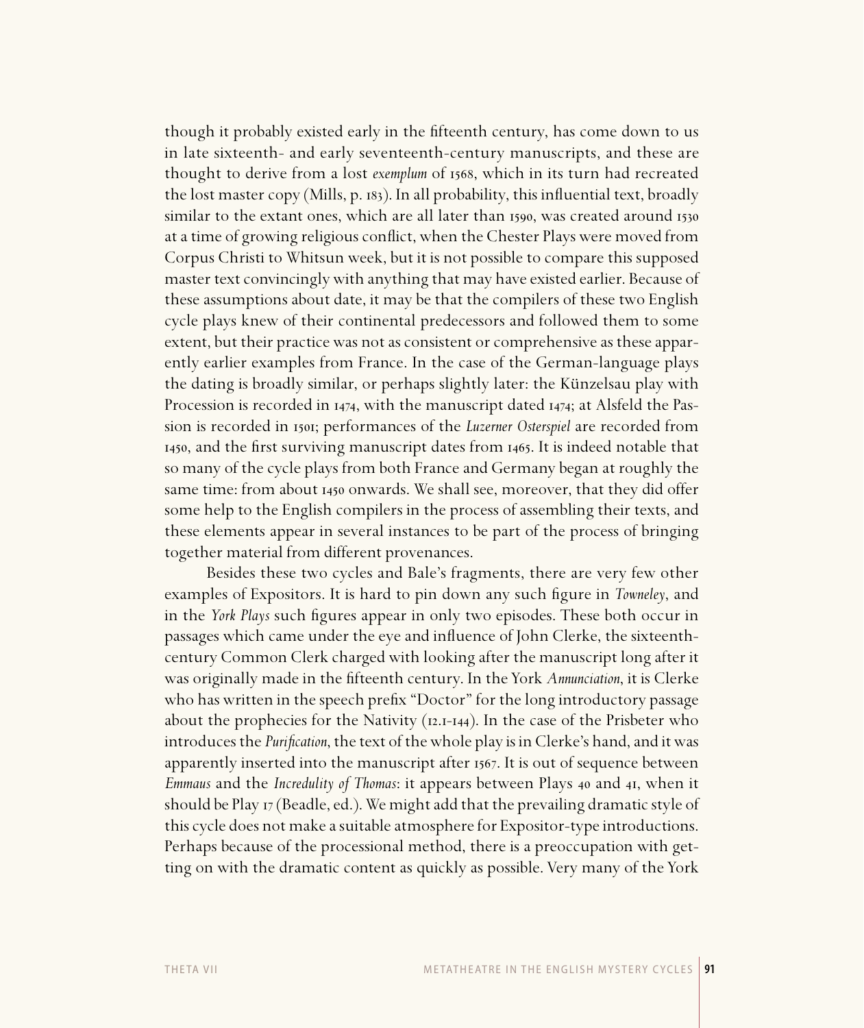though it probably existed early in the fifteenth century, has come down to us in late sixteenth- and early seventeenth-century manuscripts, and these are thought to derive from a lost *exemplum* of 1568, which in its turn had recreated the lost master copy (Mills, p. 183). In all probability, this influential text, broadly similar to the extant ones, which are all later than 1590, was created around 1530 at a time of growing religious conflict, when the Chester Plays were moved from Corpus Christi to Whitsun week, but it is not possible to compare this supposed master text convincingly with anything that may have existed earlier. Because of these assumptions about date, it may be that the compilers of these two English cycle plays knew of their continental predecessors and followed them to some extent, but their practice was not as consistent or comprehensive as these apparently earlier examples from France. In the case of the German-language plays the dating is broadly similar, or perhaps slightly later: the Künzelsau play with Procession is recorded in 1474, with the manuscript dated 1474; at Alsfeld the Passion is recorded in 1501; performances of the *Luzerner Osterspiel* are recorded from 1450, and the first surviving manuscript dates from 1465. It is indeed notable that so many of the cycle plays from both France and Germany began at roughly the same time: from about 1450 onwards. We shall see, moreover, that they did offer some help to the English compilers in the process of assembling their texts, and these elements appear in several instances to be part of the process of bringing together material from different provenances.

Besides these two cycles and Bale's fragments, there are very few other examples of Expositors. It is hard to pin down any such figure in *Towneley*, and in the *York Plays* such figures appear in only two episodes. These both occur in passages which came under the eye and influence of John Clerke, the sixteenth-century Common Clerk charged with looking after the manuscript long after it was originally made in the fifteenth century. In the York *Annunciation*, it is Clerke who has written in the speech prefix "Doctor" for the long introductory passage about the prophecies for the Nativity (12.1-144). In the case of the Prisbeter who introduces the *Purification*, the text of the whole play is in Clerke's hand, and it was apparently inserted into the manuscript after 1567. It is out of sequence between *Emmaus* and the *Incredulity of Thomas*: it appears between Plays 40 and 41, when it should be Play 17 (Beadle, ed.). We might add that the prevailing dramatic style of this cycle does not make a suitable atmosphere for Expositor-type introductions. Perhaps because of the processional method, there is a preoccupation with getting on with the dramatic content as quickly as possible. Very many of the York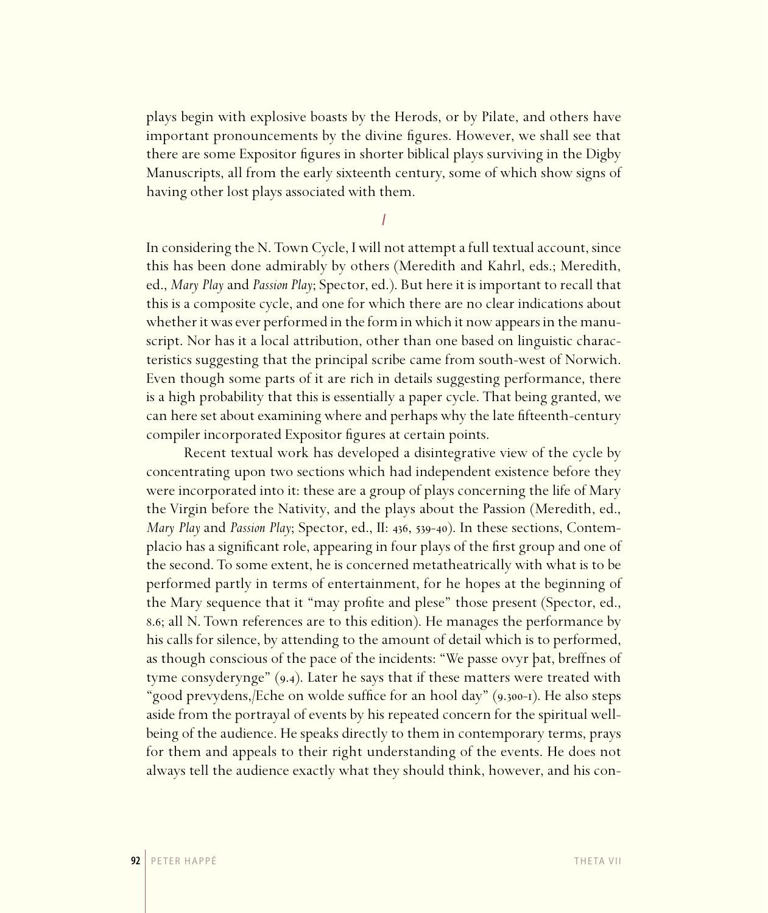plays begin with explosive boasts by the Herods, or by Pilate, and others have important pronouncements by the divine figures. However, we shall see that there are some Expositor figures in shorter biblical plays surviving in the Digby Manuscripts, all from the early sixteenth century, some of which show signs of having other lost plays associated with them.

## I

In considering the N. Town Cycle, I will not attempt a full textual account, since this has been done admirably by others (Meredith and Kahrl, eds.; Meredith, ed., *Mary Play* and *Passion Play*; Spector, ed.). But here it is important to recall that this is a composite cycle, and one for which there are no clear indications about whether it was ever performed in the form in which it now appears in the manuscript. Nor has it a local attribution, other than one based on linguistic characteristics suggesting that the principal scribe came from south-west of Norwich. Even though some parts of it are rich in details suggesting performance, there is a high probability that this is essentially a paper cycle. That being granted, we can here set about examining where and perhaps why the late fifteenth-century compiler incorporated Expositor figures at certain points.

Recent textual work has developed a disintegrative view of the cycle by concentrating upon two sections which had independent existence before they were incorporated into it: these are a group of plays concerning the life of Mary the Virgin before the Nativity, and the plays about the Passion (Meredith, ed., *Mary Play* and *Passion Play*; Spector, ed., II: 436, 539-40). In these sections, Contemplacio has a significant role, appearing in four plays of the first group and one of the second. To some extent, he is concerned metatheatrically with what is to be performed partly in terms of entertainment, for he hopes at the beginning of the Mary sequence that it "may profite and plese" those present (Spector, ed., 8.6; all N. Town references are to this edition). He manages the performance by his calls for silence, by attending to the amount of detail which is to performed, as though conscious of the pace of the incidents: "We passe ovyr þat, breffnes of tyme consyderynge" (9.4). Later he says that if these matters were treated with "good prevydens,/Eche on wolde suffice for an hool day" (9.300-1). He also steps aside from the portrayal of events by his repeated concern for the spiritual well-being of the audience. He speaks directly to them in contemporary terms, prays for them and appeals to their right understanding of the events. He does not always tell the audience exactly what they should think, however, and his con-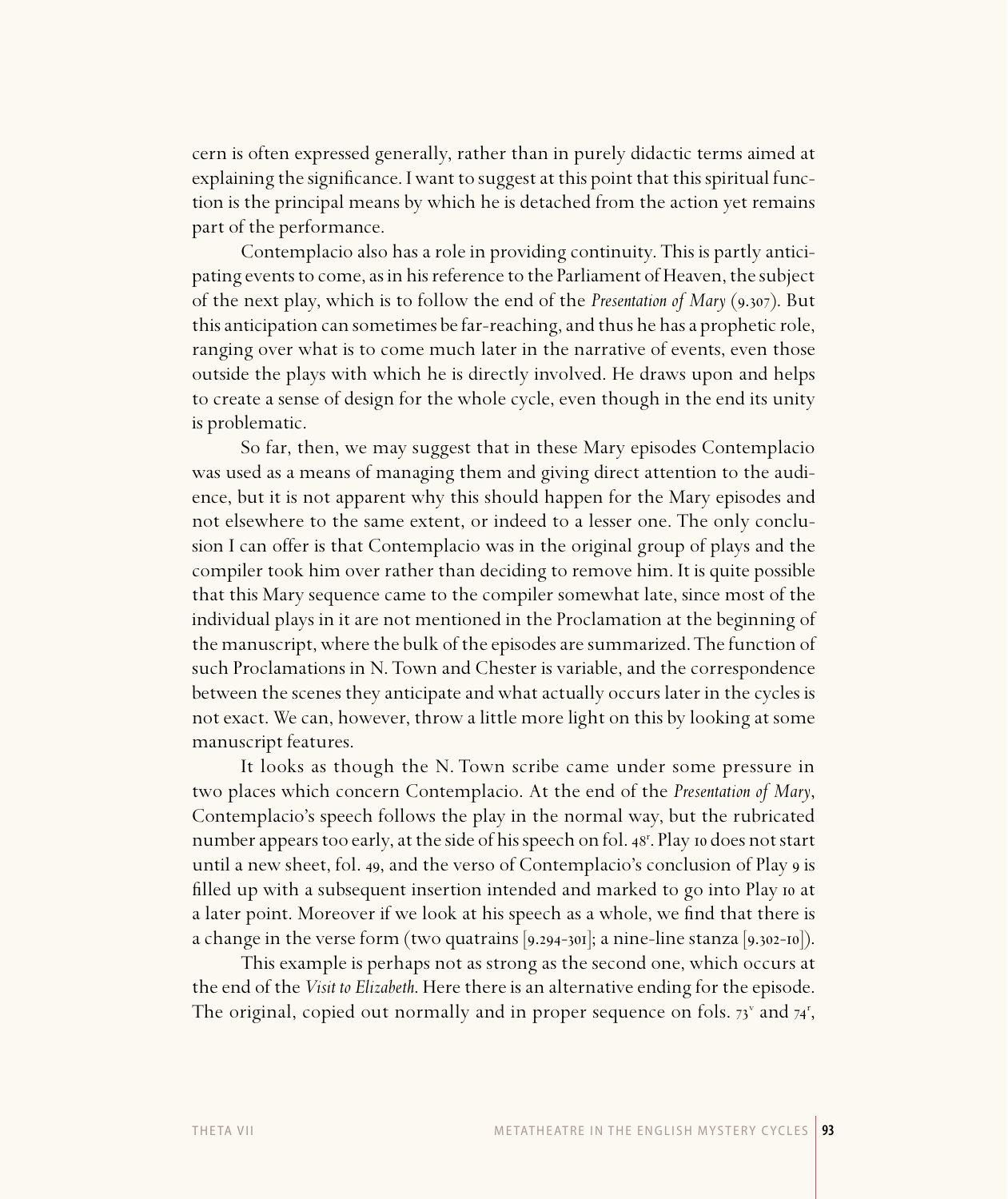cern is often expressed generally, rather than in purely didactic terms aimed at explaining the significance. I want to suggest at this point that this spiritual function is the principal means by which he is detached from the action yet remains part of the performance.

Contemplacio also has a role in providing continuity. This is partly anticipating events to come, as in his reference to the Parliament of Heaven, the subject of the next play, which is to follow the end of the *Presentation of Mary* (9.307). But this anticipation can sometimes be far-reaching, and thus he has a prophetic role, ranging over what is to come much later in the narrative of events, even those outside the plays with which he is directly involved. He draws upon and helps to create a sense of design for the whole cycle, even though in the end its unity is problematic.

So far, then, we may suggest that in these Mary episodes Contemplacio was used as a means of managing them and giving direct attention to the audience, but it is not apparent why this should happen for the Mary episodes and not elsewhere to the same extent, or indeed to a lesser one. The only conclusion I can offer is that Contemplacio was in the original group of plays and the compiler took him over rather than deciding to remove him. It is quite possible that this Mary sequence came to the compiler somewhat late, since most of the individual plays in it are not mentioned in the Proclamation at the beginning of the manuscript, where the bulk of the episodes are summarized. The function of such Proclamations in N. Town and Chester is variable, and the correspondence between the scenes they anticipate and what actually occurs later in the cycles is not exact. We can, however, throw a little more light on this by looking at some manuscript features.

It looks as though the N. Town scribe came under some pressure in two places which concern Contemplacio. At the end of the *Presentation of Mary*, Contemplacio's speech follows the play in the normal way, but the rubricated number appears too early, at the side of his speech on fol. 48$^{r}$. Play 10 does not start until a new sheet, fol. 49, and the verso of Contemplacio's conclusion of Play 9 is filled up with a subsequent insertion intended and marked to go into Play 10 at a later point. Moreover if we look at his speech as a whole, we find that there is a change in the verse form (two quatrains [9.294–301]; a nine-line stanza [9.302–10]).

This example is perhaps not as strong as the second one, which occurs at the end of the *Visit to Elizabeth*. Here there is an alternative ending for the episode. The original, copied out normally and in proper sequence on fols. 73$^{v}$ and 74$^{r}$,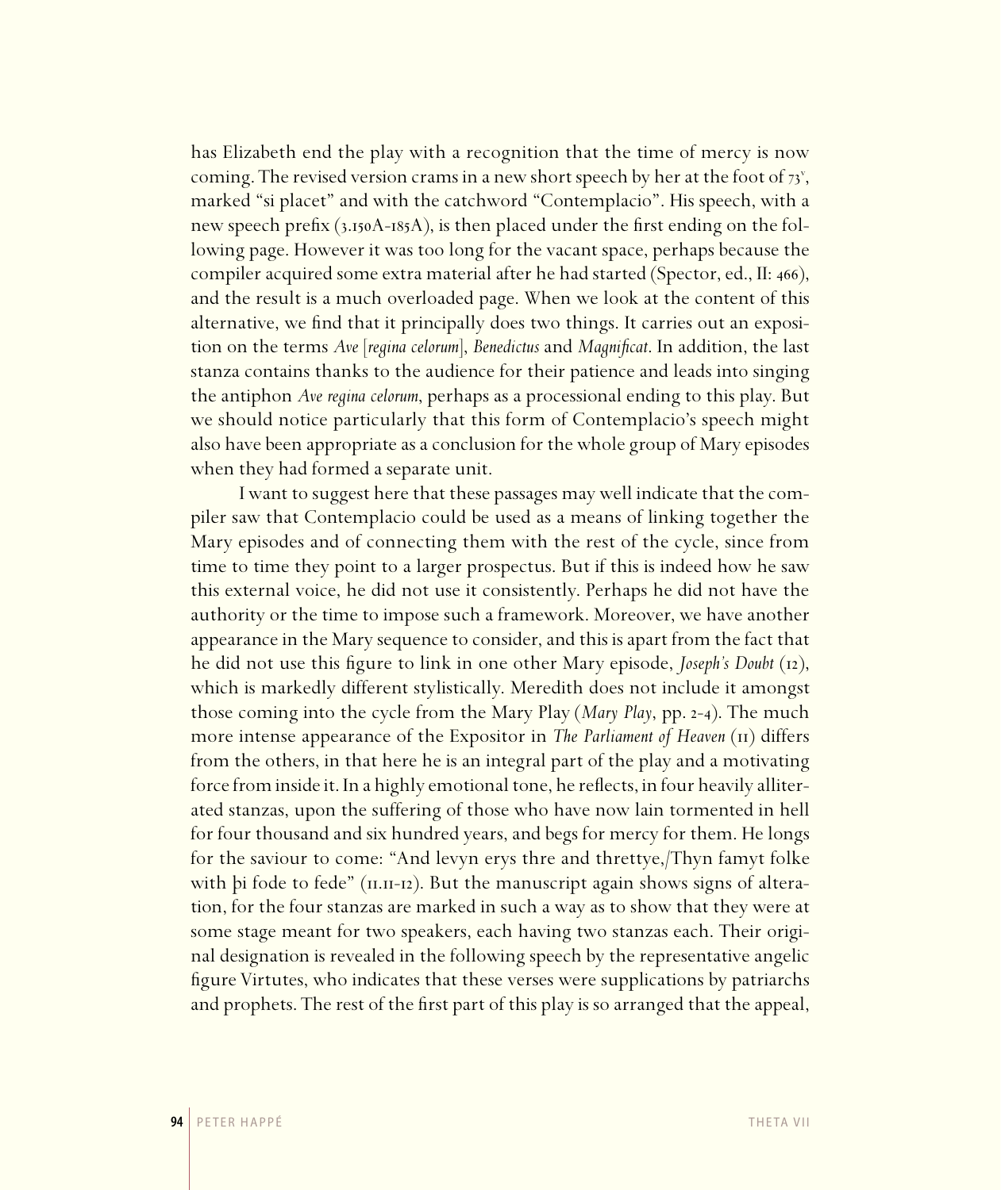has Elizabeth end the play with a recognition that the time of mercy is now coming. The revised version crams in a new short speech by her at the foot of 73v, marked "si placet" and with the catchword "Contemplacio". His speech, with a new speech prefix (3.150A-185A), is then placed under the first ending on the following page. However it was too long for the vacant space, perhaps because the compiler acquired some extra material after he had started (Spector, ed., II: 466), and the result is a much overloaded page. When we look at the content of this alternative, we find that it principally does two things. It carries out an exposition on the terms *Ave [regina celorum]*, *Benedictus* and *Magnificat*. In addition, the last stanza contains thanks to the audience for their patience and leads into singing the antiphon *Ave regina celorum*, perhaps as a processional ending to this play. But we should notice particularly that this form of Contemplacio's speech might also have been appropriate as a conclusion for the whole group of Mary episodes when they had formed a separate unit.

I want to suggest here that these passages may well indicate that the compiler saw that Contemplacio could be used as a means of linking together the Mary episodes and of connecting them with the rest of the cycle, since from time to time they point to a larger prospectus. But if this is indeed how he saw this external voice, he did not use it consistently. Perhaps he did not have the authority or the time to impose such a framework. Moreover, we have another appearance in the Mary sequence to consider, and this is apart from the fact that he did not use this figure to link in one other Mary episode, *Joseph's Doubt* (12), which is markedly different stylistically. Meredith does not include it amongst those coming into the cycle from the Mary Play (*Mary Play*, pp. 2-4). The much more intense appearance of the Expositor in *The Parliament of Heaven* (11) differs from the others, in that here he is an integral part of the play and a motivating force from inside it. In a highly emotional tone, he reflects, in four heavily alliterated stanzas, upon the suffering of those who have now lain tormented in hell for four thousand and six hundred years, and begs for mercy for them. He longs for the saviour to come: "And levyn erys thre and threttye,/Thyn famyt folke with þi fode to fede" (11.11-12). But the manuscript again shows signs of alteration, for the four stanzas are marked in such a way as to show that they were at some stage meant for two speakers, each having two stanzas each. Their original designation is revealed in the following speech by the representative angelic figure Virtutes, who indicates that these verses were supplications by patriarchs and prophets. The rest of the first part of this play is so arranged that the appeal,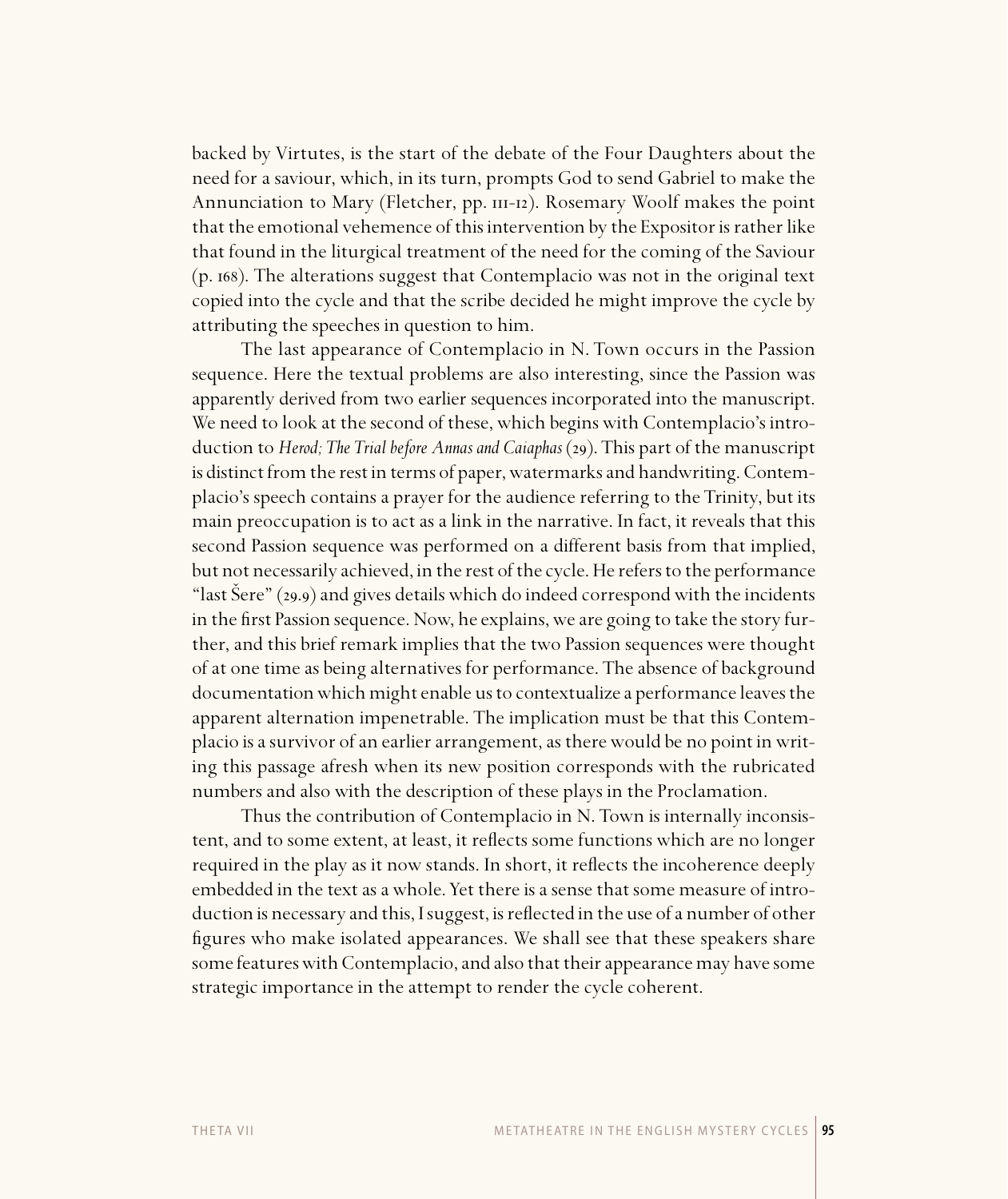backed by Virtutes, is the start of the debate of the Four Daughters about the need for a saviour, which, in its turn, prompts God to send Gabriel to make the Annunciation to Mary (Fletcher, pp. 111-12). Rosemary Woolf makes the point that the emotional vehemence of this intervention by the Expositor is rather like that found in the liturgical treatment of the need for the coming of the Saviour (p. 168). The alterations suggest that Contemplacio was not in the original text copied into the cycle and that the scribe decided he might improve the cycle by attributing the speeches in question to him.

The last appearance of Contemplacio in N. Town occurs in the Passion sequence. Here the textual problems are also interesting, since the Passion was apparently derived from two earlier sequences incorporated into the manuscript. We need to look at the second of these, which begins with Contemplacio's introduction to *Herod; The Trial before Annas and Caiaphas* (29). This part of the manuscript is distinct from the rest in terms of paper, watermarks and handwriting. Contemplacio's speech contains a prayer for the audience referring to the Trinity, but its main preoccupation is to act as a link in the narrative. In fact, it reveals that this second Passion sequence was performed on a different basis from that implied, but not necessarily achieved, in the rest of the cycle. He refers to the performance "last Šere" (29.9) and gives details which do indeed correspond with the incidents in the first Passion sequence. Now, he explains, we are going to take the story further, and this brief remark implies that the two Passion sequences were thought of at one time as being alternatives for performance. The absence of background documentation which might enable us to contextualize a performance leaves the apparent alternation impenetrable. The implication must be that this Contemplacio is a survivor of an earlier arrangement, as there would be no point in writing this passage afresh when its new position corresponds with the rubricated numbers and also with the description of these plays in the Proclamation.

Thus the contribution of Contemplacio in N. Town is internally inconsistent, and to some extent, at least, it reflects some functions which are no longer required in the play as it now stands. In short, it reflects the incoherence deeply embedded in the text as a whole. Yet there is a sense that some measure of introduction is necessary and this, I suggest, is reflected in the use of a number of other figures who make isolated appearances. We shall see that these speakers share some features with Contemplacio, and also that their appearance may have some strategic importance in the attempt to render the cycle coherent.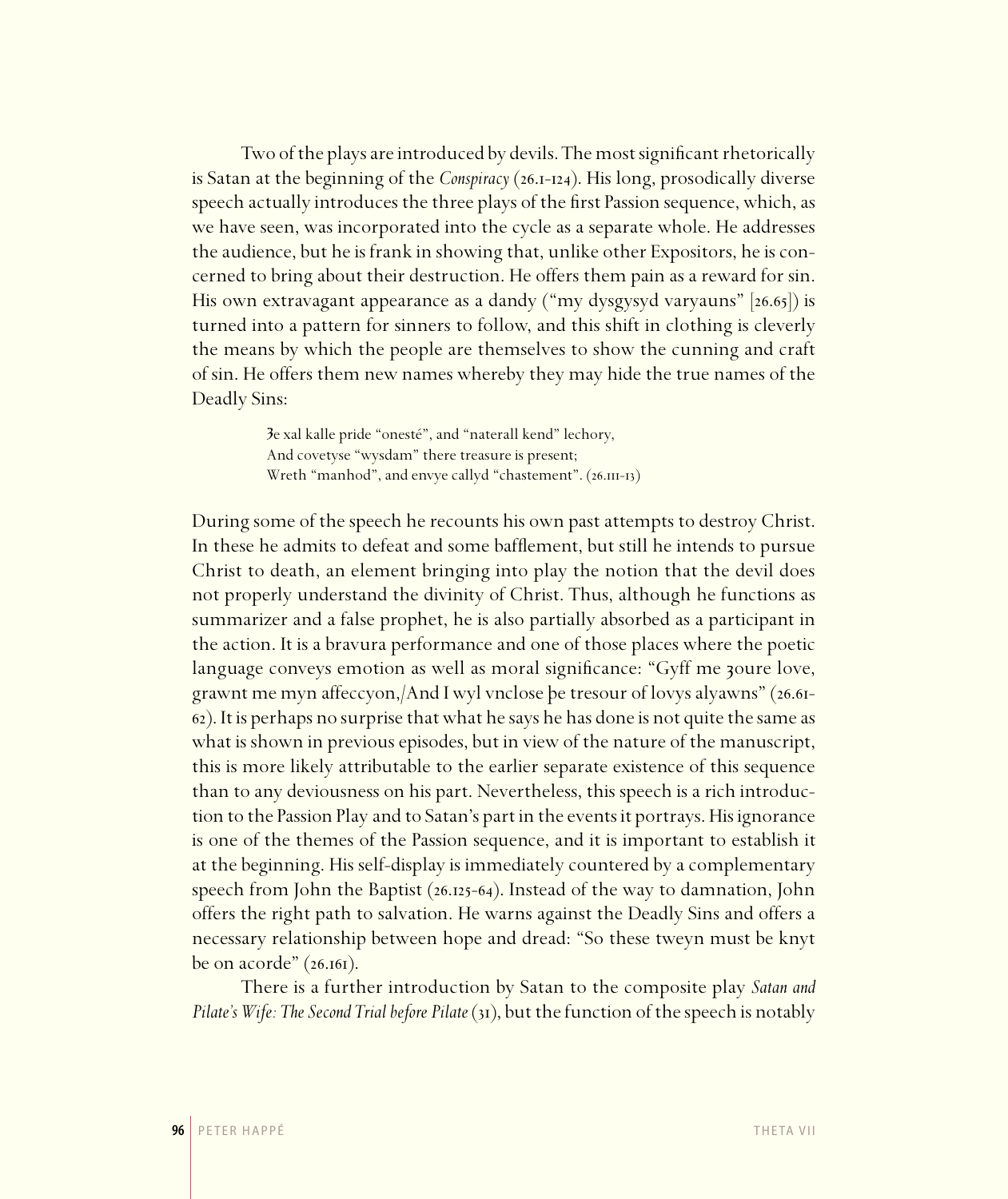Two of the plays are introduced by devils. The most significant rhetorically is Satan at the beginning of the *Conspiracy* (26.1-124). His long, prosodically diverse speech actually introduces the three plays of the first Passion sequence, which, as we have seen, was incorporated into the cycle as a separate whole. He addresses the audience, but he is frank in showing that, unlike other Expositors, he is concerned to bring about their destruction. He offers them pain as a reward for sin. His own extravagant appearance as a dandy ("my dysgysyd varyauns" [26.65]) is turned into a pattern for sinners to follow, and this shift in clothing is cleverly the means by which the people are themselves to show the cunning and craft of sin. He offers them new names whereby they may hide the true names of the Deadly Sins:

> Ȝe xal kalle pride "onesté", and "naterall kend" lechory,
> And covetyse "wysdam" there treasure is present;
> Wreth "manhod", and envye callyd "chastement". (26.111-13)

During some of the speech he recounts his own past attempts to destroy Christ. In these he admits to defeat and some bafflement, but still he intends to pursue Christ to death, an element bringing into play the notion that the devil does not properly understand the divinity of Christ. Thus, although he functions as summarizer and a false prophet, he is also partially absorbed as a participant in the action. It is a bravura performance and one of those places where the poetic language conveys emotion as well as moral significance: "Gyff me ȝoure love, grawnt me myn affeccyon,/And I wyl vnclose þe tresour of lovys alyawns" (26.61-62). It is perhaps no surprise that what he says he has done is not quite the same as what is shown in previous episodes, but in view of the nature of the manuscript, this is more likely attributable to the earlier separate existence of this sequence than to any deviousness on his part. Nevertheless, this speech is a rich introduction to the Passion Play and to Satan's part in the events it portrays. His ignorance is one of the themes of the Passion sequence, and it is important to establish it at the beginning. His self-display is immediately countered by a complementary speech from John the Baptist (26.125-64). Instead of the way to damnation, John offers the right path to salvation. He warns against the Deadly Sins and offers a necessary relationship between hope and dread: "So these tweyn must be knyt be on acorde" (26.161).

There is a further introduction by Satan to the composite play *Satan and Pilate's Wife: The Second Trial before Pilate* (31), but the function of the speech is notably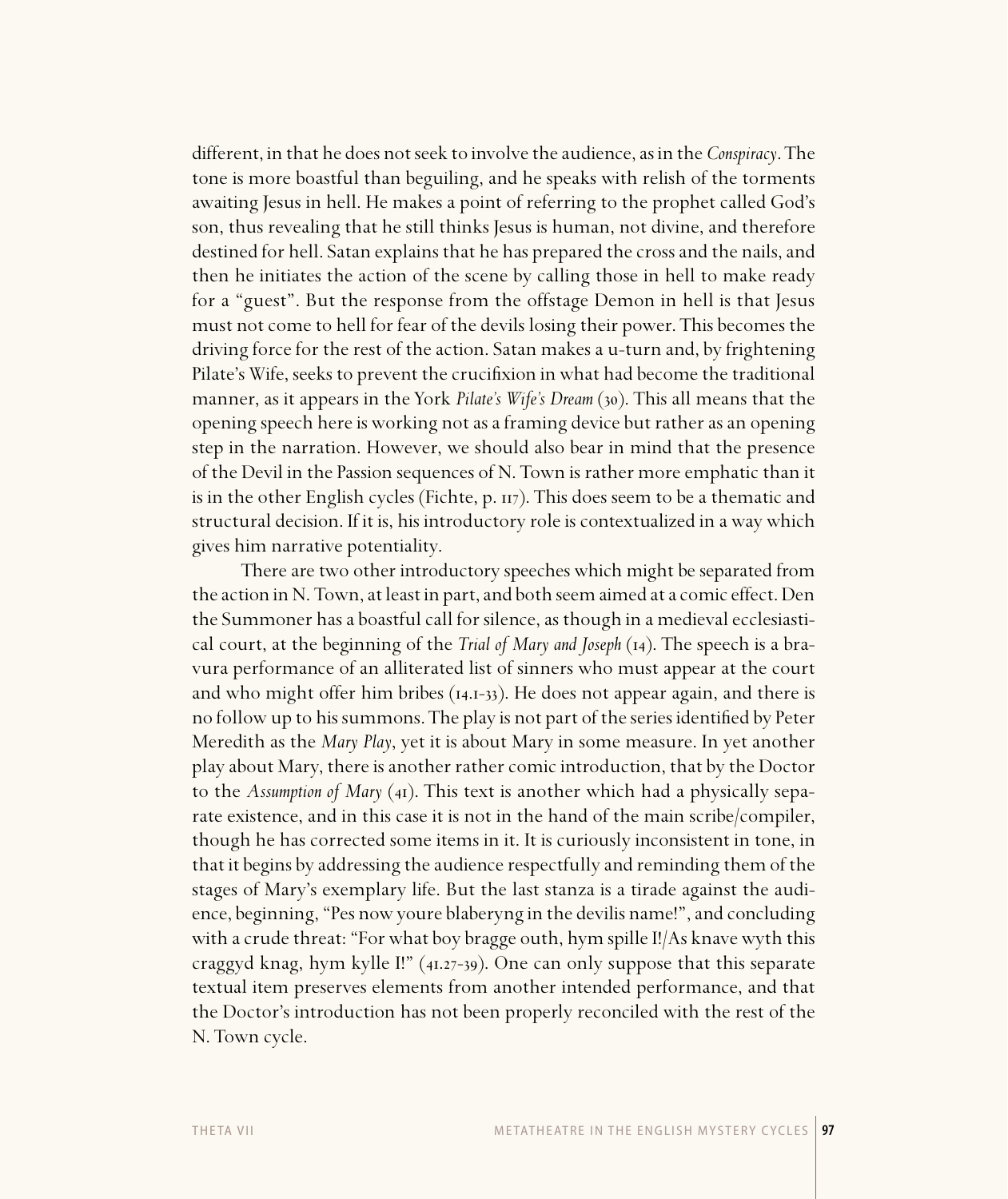different, in that he does not seek to involve the audience, as in the *Conspiracy*. The tone is more boastful than beguiling, and he speaks with relish of the torments awaiting Jesus in hell. He makes a point of referring to the prophet called God's son, thus revealing that he still thinks Jesus is human, not divine, and therefore destined for hell. Satan explains that he has prepared the cross and the nails, and then he initiates the action of the scene by calling those in hell to make ready for a "guest". But the response from the offstage Demon in hell is that Jesus must not come to hell for fear of the devils losing their power. This becomes the driving force for the rest of the action. Satan makes a u-turn and, by frightening Pilate's Wife, seeks to prevent the crucifixion in what had become the traditional manner, as it appears in the York *Pilate's Wife's Dream* (30). This all means that the opening speech here is working not as a framing device but rather as an opening step in the narration. However, we should also bear in mind that the presence of the Devil in the Passion sequences of N. Town is rather more emphatic than it is in the other English cycles (Fichte, p. 117). This does seem to be a thematic and structural decision. If it is, his introductory role is contextualized in a way which gives him narrative potentiality.

There are two other introductory speeches which might be separated from the action in N. Town, at least in part, and both seem aimed at a comic effect. Den the Summoner has a boastful call for silence, as though in a medieval ecclesiastical court, at the beginning of the *Trial of Mary and Joseph* (14). The speech is a bravura performance of an alliterated list of sinners who must appear at the court and who might offer him bribes (14.1-33). He does not appear again, and there is no follow up to his summons. The play is not part of the series identified by Peter Meredith as the *Mary Play*, yet it is about Mary in some measure. In yet another play about Mary, there is another rather comic introduction, that by the Doctor to the *Assumption of Mary* (41). This text is another which had a physically separate existence, and in this case it is not in the hand of the main scribe/compiler, though he has corrected some items in it. It is curiously inconsistent in tone, in that it begins by addressing the audience respectfully and reminding them of the stages of Mary's exemplary life. But the last stanza is a tirade against the audience, beginning, "Pes now youre blaberyng in the devilis name!", and concluding with a crude threat: "For what boy bragge outh, hym spille I!/As knave wyth this craggyd knag, hym kylle I!" (41.27-39). One can only suppose that this separate textual item preserves elements from another intended performance, and that the Doctor's introduction has not been properly reconciled with the rest of the N. Town cycle.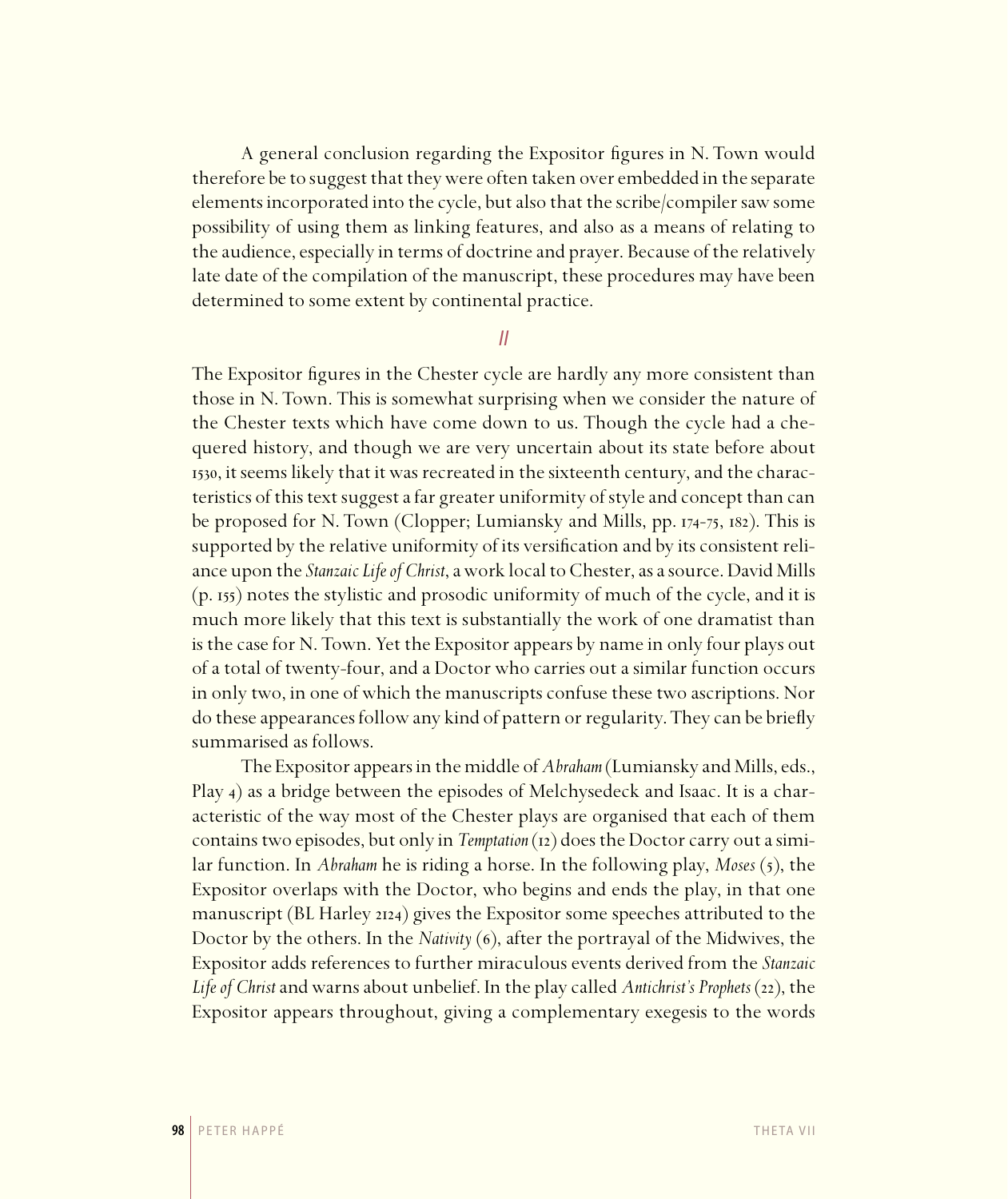A general conclusion regarding the Expositor figures in N. Town would therefore be to suggest that they were often taken over embedded in the separate elements incorporated into the cycle, but also that the scribe/compiler saw some possibility of using them as linking features, and also as a means of relating to the audience, especially in terms of doctrine and prayer. Because of the relatively late date of the compilation of the manuscript, these procedures may have been determined to some extent by continental practice.

## II

The Expositor figures in the Chester cycle are hardly any more consistent than those in N. Town. This is somewhat surprising when we consider the nature of the Chester texts which have come down to us. Though the cycle had a chequered history, and though we are very uncertain about its state before about 1530, it seems likely that it was recreated in the sixteenth century, and the characteristics of this text suggest a far greater uniformity of style and concept than can be proposed for N. Town (Clopper; Lumiansky and Mills, pp. 174-75, 182). This is supported by the relative uniformity of its versification and by its consistent reliance upon the *Stanzaic Life of Christ*, a work local to Chester, as a source. David Mills (p. 155) notes the stylistic and prosodic uniformity of much of the cycle, and it is much more likely that this text is substantially the work of one dramatist than is the case for N. Town. Yet the Expositor appears by name in only four plays out of a total of twenty-four, and a Doctor who carries out a similar function occurs in only two, in one of which the manuscripts confuse these two ascriptions. Nor do these appearances follow any kind of pattern or regularity. They can be briefly summarised as follows.

The Expositor appears in the middle of *Abraham* (Lumiansky and Mills, eds., Play 4) as a bridge between the episodes of Melchysedeck and Isaac. It is a characteristic of the way most of the Chester plays are organised that each of them contains two episodes, but only in *Temptation* (12) does the Doctor carry out a similar function. In *Abraham* he is riding a horse. In the following play, *Moses* (5), the Expositor overlaps with the Doctor, who begins and ends the play, in that one manuscript (BL Harley 2124) gives the Expositor some speeches attributed to the Doctor by the others. In the *Nativity* (6), after the portrayal of the Midwives, the Expositor adds references to further miraculous events derived from the *Stanzaic Life of Christ* and warns about unbelief. In the play called *Antichrist's Prophets* (22), the Expositor appears throughout, giving a complementary exegesis to the words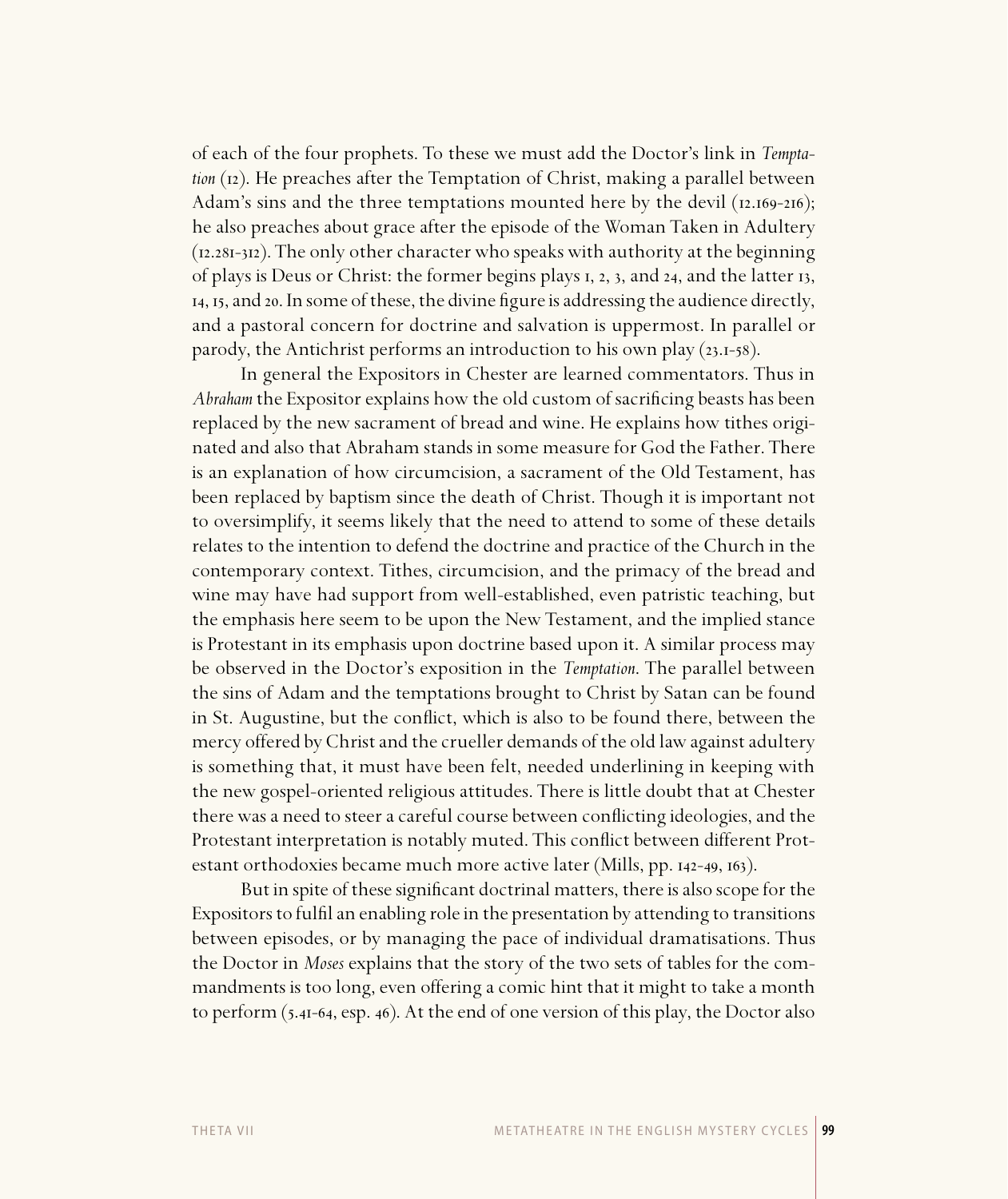of each of the four prophets. To these we must add the Doctor's link in *Temptation* (12). He preaches after the Temptation of Christ, making a parallel between Adam's sins and the three temptations mounted here by the devil (12.169-216); he also preaches about grace after the episode of the Woman Taken in Adultery (12.281-312). The only other character who speaks with authority at the beginning of plays is Deus or Christ: the former begins plays 1, 2, 3, and 24, and the latter 13, 14, 15, and 20. In some of these, the divine figure is addressing the audience directly, and a pastoral concern for doctrine and salvation is uppermost. In parallel or parody, the Antichrist performs an introduction to his own play (23.1-58).

In general the Expositors in Chester are learned commentators. Thus in *Abraham* the Expositor explains how the old custom of sacrificing beasts has been replaced by the new sacrament of bread and wine. He explains how tithes originated and also that Abraham stands in some measure for God the Father. There is an explanation of how circumcision, a sacrament of the Old Testament, has been replaced by baptism since the death of Christ. Though it is important not to oversimplify, it seems likely that the need to attend to some of these details relates to the intention to defend the doctrine and practice of the Church in the contemporary context. Tithes, circumcision, and the primacy of the bread and wine may have had support from well-established, even patristic teaching, but the emphasis here seem to be upon the New Testament, and the implied stance is Protestant in its emphasis upon doctrine based upon it. A similar process may be observed in the Doctor's exposition in the *Temptation*. The parallel between the sins of Adam and the temptations brought to Christ by Satan can be found in St. Augustine, but the conflict, which is also to be found there, between the mercy offered by Christ and the crueller demands of the old law against adultery is something that, it must have been felt, needed underlining in keeping with the new gospel-oriented religious attitudes. There is little doubt that at Chester there was a need to steer a careful course between conflicting ideologies, and the Protestant interpretation is notably muted. This conflict between different Protestant orthodoxies became much more active later (Mills, pp. 142-49, 163).

But in spite of these significant doctrinal matters, there is also scope for the Expositors to fulfil an enabling role in the presentation by attending to transitions between episodes, or by managing the pace of individual dramatisations. Thus the Doctor in *Moses* explains that the story of the two sets of tables for the commandments is too long, even offering a comic hint that it might to take a month to perform (5.41-64, esp. 46). At the end of one version of this play, the Doctor also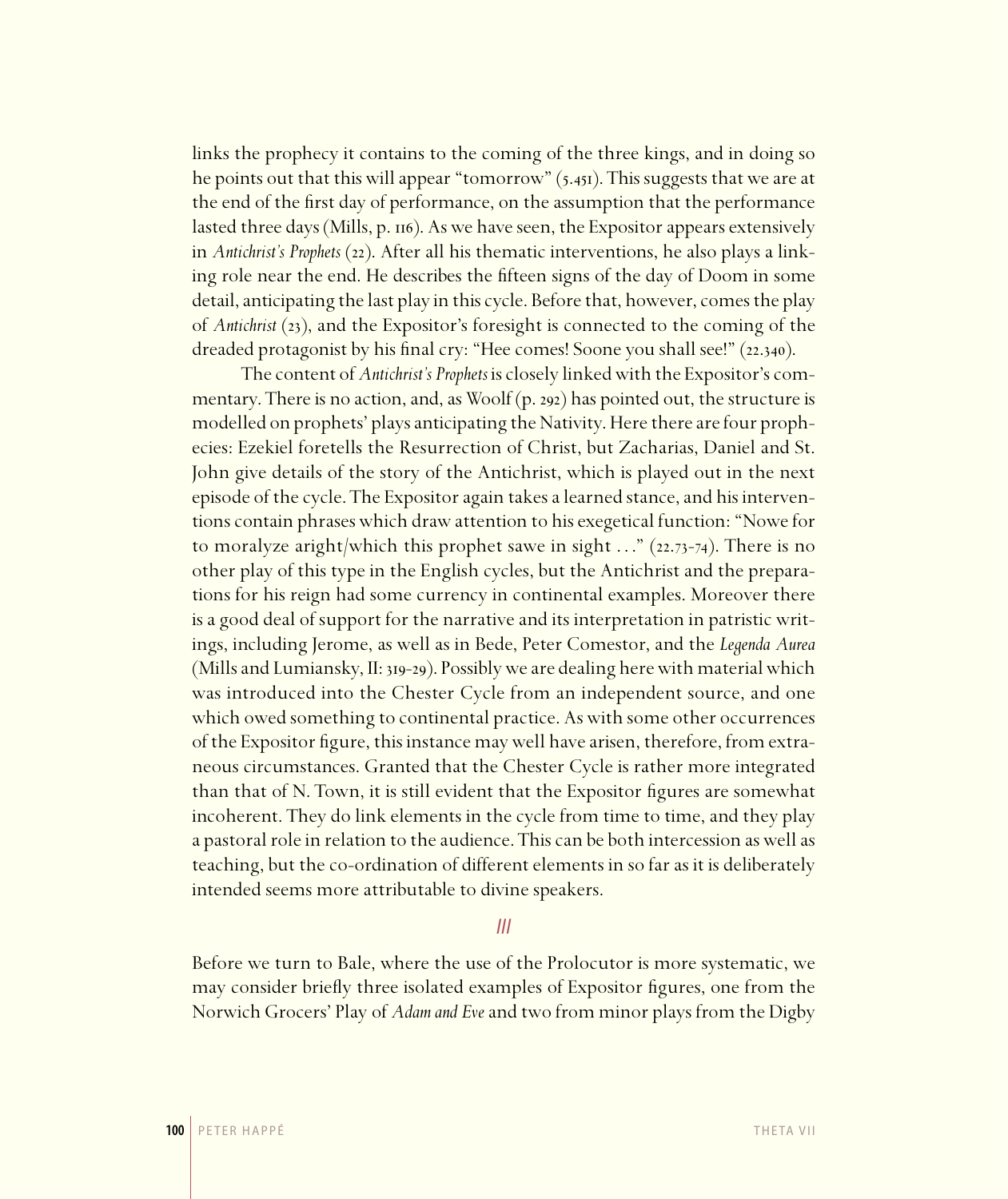links the prophecy it contains to the coming of the three kings, and in doing so he points out that this will appear "tomorrow" (5.451). This suggests that we are at the end of the first day of performance, on the assumption that the performance lasted three days (Mills, p. 116). As we have seen, the Expositor appears extensively in *Antichrist's Prophets* (22). After all his thematic interventions, he also plays a linking role near the end. He describes the fifteen signs of the day of Doom in some detail, anticipating the last play in this cycle. Before that, however, comes the play of *Antichrist* (23), and the Expositor's foresight is connected to the coming of the dreaded protagonist by his final cry: "Hee comes! Soone you shall see!" (22.340).

The content of *Antichrist's Prophets* is closely linked with the Expositor's commentary. There is no action, and, as Woolf (p. 292) has pointed out, the structure is modelled on prophets' plays anticipating the Nativity. Here there are four prophecies: Ezekiel foretells the Resurrection of Christ, but Zacharias, Daniel and St. John give details of the story of the Antichrist, which is played out in the next episode of the cycle. The Expositor again takes a learned stance, and his interventions contain phrases which draw attention to his exegetical function: "Nowe for to moralyze aright/which this prophet sawe in sight . . ." (22.73-74). There is no other play of this type in the English cycles, but the Antichrist and the preparations for his reign had some currency in continental examples. Moreover there is a good deal of support for the narrative and its interpretation in patristic writings, including Jerome, as well as in Bede, Peter Comestor, and the *Legenda Aurea* (Mills and Lumiansky, II: 319-29). Possibly we are dealing here with material which was introduced into the Chester Cycle from an independent source, and one which owed something to continental practice. As with some other occurrences of the Expositor figure, this instance may well have arisen, therefore, from extraneous circumstances. Granted that the Chester Cycle is rather more integrated than that of N. Town, it is still evident that the Expositor figures are somewhat incoherent. They do link elements in the cycle from time to time, and they play a pastoral role in relation to the audience. This can be both intercession as well as teaching, but the co-ordination of different elements in so far as it is deliberately intended seems more attributable to divine speakers.

## III

Before we turn to Bale, where the use of the Prolocutor is more systematic, we may consider briefly three isolated examples of Expositor figures, one from the Norwich Grocers' Play of *Adam and Eve* and two from minor plays from the Digby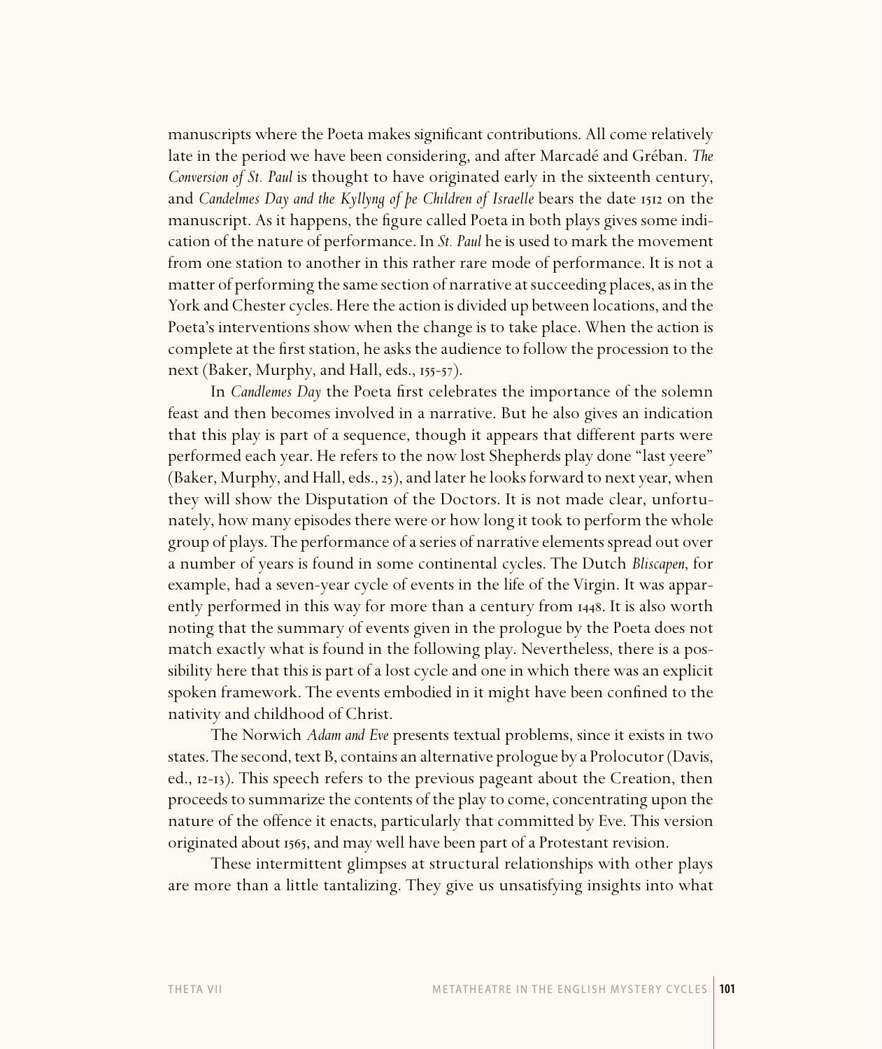manuscripts where the Poeta makes significant contributions. All come relatively late in the period we have been considering, and after Marcadé and Gréban. *The Conversion of St. Paul* is thought to have originated early in the sixteenth century, and *Candelmes Day and the Kyllyng of þe Children of Israelle* bears the date 1512 on the manuscript. As it happens, the figure called Poeta in both plays gives some indication of the nature of performance. In *St. Paul* he is used to mark the movement from one station to another in this rather rare mode of performance. It is not a matter of performing the same section of narrative at succeeding places, as in the York and Chester cycles. Here the action is divided up between locations, and the Poeta's interventions show when the change is to take place. When the action is complete at the first station, he asks the audience to follow the procession to the next (Baker, Murphy, and Hall, eds., 155-57).

In *Candlemes Day* the Poeta first celebrates the importance of the solemn feast and then becomes involved in a narrative. But he also gives an indication that this play is part of a sequence, though it appears that different parts were performed each year. He refers to the now lost Shepherds play done "last yeere" (Baker, Murphy, and Hall, eds., 25), and later he looks forward to next year, when they will show the Disputation of the Doctors. It is not made clear, unfortunately, how many episodes there were or how long it took to perform the whole group of plays. The performance of a series of narrative elements spread out over a number of years is found in some continental cycles. The Dutch *Bliscapen*, for example, had a seven-year cycle of events in the life of the Virgin. It was apparently performed in this way for more than a century from 1448. It is also worth noting that the summary of events given in the prologue by the Poeta does not match exactly what is found in the following play. Nevertheless, there is a possibility here that this is part of a lost cycle and one in which there was an explicit spoken framework. The events embodied in it might have been confined to the nativity and childhood of Christ.

The Norwich *Adam and Eve* presents textual problems, since it exists in two states. The second, text B, contains an alternative prologue by a Prolocutor (Davis, ed., 12-13). This speech refers to the previous pageant about the Creation, then proceeds to summarize the contents of the play to come, concentrating upon the nature of the offence it enacts, particularly that committed by Eve. This version originated about 1565, and may well have been part of a Protestant revision.

These intermittent glimpses at structural relationships with other plays are more than a little tantalizing. They give us unsatisfying insights into what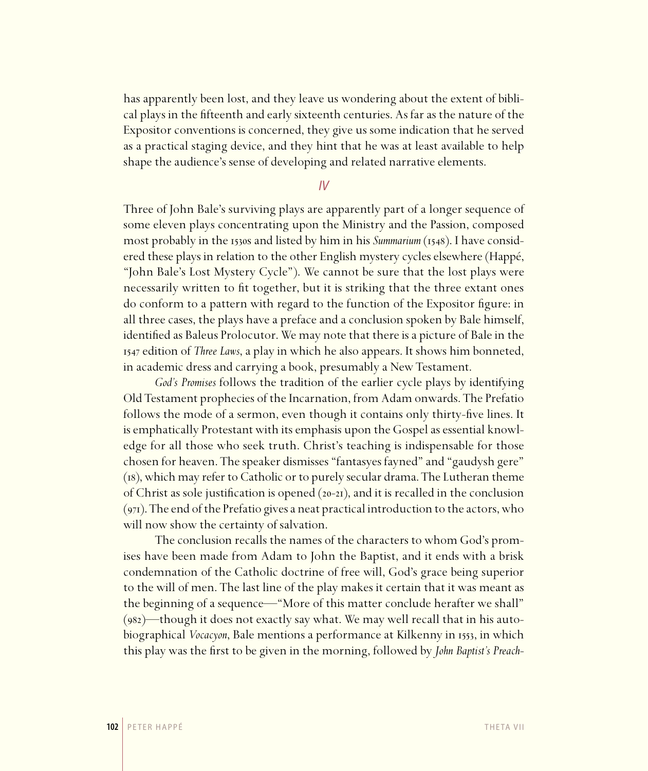has apparently been lost, and they leave us wondering about the extent of biblical plays in the fifteenth and early sixteenth centuries. As far as the nature of the Expositor conventions is concerned, they give us some indication that he served as a practical staging device, and they hint that he was at least available to help shape the audience's sense of developing and related narrative elements.

## IV

Three of John Bale's surviving plays are apparently part of a longer sequence of some eleven plays concentrating upon the Ministry and the Passion, composed most probably in the 1530s and listed by him in his *Summarium* (1548). I have considered these plays in relation to the other English mystery cycles elsewhere (Happé, "John Bale's Lost Mystery Cycle"). We cannot be sure that the lost plays were necessarily written to fit together, but it is striking that the three extant ones do conform to a pattern with regard to the function of the Expositor figure: in all three cases, the plays have a preface and a conclusion spoken by Bale himself, identified as Baleus Prolocutor. We may note that there is a picture of Bale in the 1547 edition of *Three Laws*, a play in which he also appears. It shows him bonneted, in academic dress and carrying a book, presumably a New Testament.

*God's Promises* follows the tradition of the earlier cycle plays by identifying Old Testament prophecies of the Incarnation, from Adam onwards. The Prefatio follows the mode of a sermon, even though it contains only thirty-five lines. It is emphatically Protestant with its emphasis upon the Gospel as essential knowledge for all those who seek truth. Christ's teaching is indispensable for those chosen for heaven. The speaker dismisses "fantasyes fayned" and "gaudysh gere" (18), which may refer to Catholic or to purely secular drama. The Lutheran theme of Christ as sole justification is opened (20-21), and it is recalled in the conclusion (971). The end of the Prefatio gives a neat practical introduction to the actors, who will now show the certainty of salvation.

The conclusion recalls the names of the characters to whom God's promises have been made from Adam to John the Baptist, and it ends with a brisk condemnation of the Catholic doctrine of free will, God's grace being superior to the will of men. The last line of the play makes it certain that it was meant as the beginning of a sequence—"More of this matter conclude herafter we shall" (982)—though it does not exactly say what. We may well recall that in his autobiographical *Vocacyon*, Bale mentions a performance at Kilkenny in 1553, in which this play was the first to be given in the morning, followed by *John Baptist's Preach-*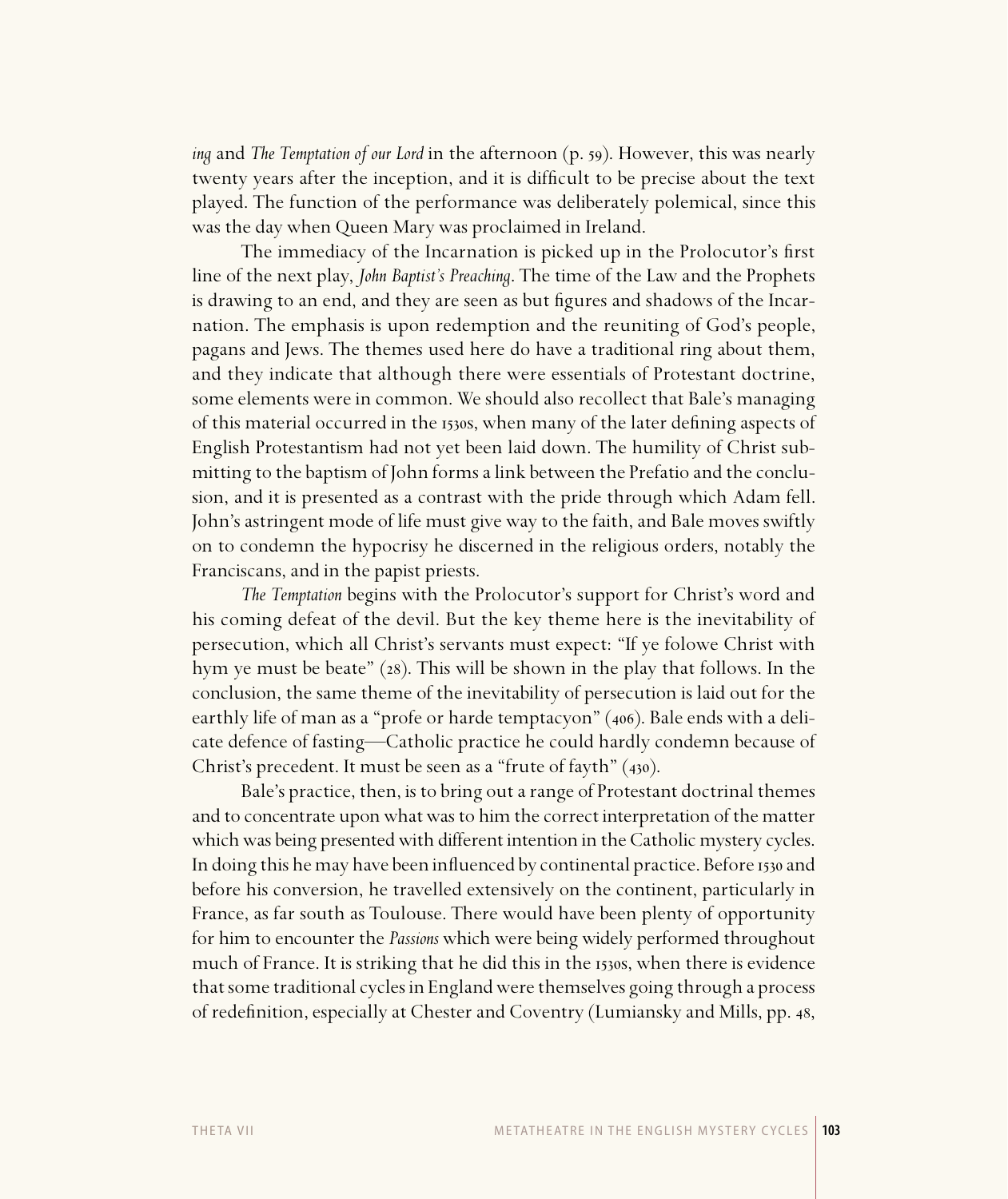*ing* and *The Temptation of our Lord* in the afternoon (p. 59). However, this was nearly twenty years after the inception, and it is difficult to be precise about the text played. The function of the performance was deliberately polemical, since this was the day when Queen Mary was proclaimed in Ireland.

The immediacy of the Incarnation is picked up in the Prolocutor's first line of the next play, *John Baptist's Preaching*. The time of the Law and the Prophets is drawing to an end, and they are seen as but figures and shadows of the Incarnation. The emphasis is upon redemption and the reuniting of God's people, pagans and Jews. The themes used here do have a traditional ring about them, and they indicate that although there were essentials of Protestant doctrine, some elements were in common. We should also recollect that Bale's managing of this material occurred in the 1530s, when many of the later defining aspects of English Protestantism had not yet been laid down. The humility of Christ submitting to the baptism of John forms a link between the Prefatio and the conclusion, and it is presented as a contrast with the pride through which Adam fell. John's astringent mode of life must give way to the faith, and Bale moves swiftly on to condemn the hypocrisy he discerned in the religious orders, notably the Franciscans, and in the papist priests.

*The Temptation* begins with the Prolocutor's support for Christ's word and his coming defeat of the devil. But the key theme here is the inevitability of persecution, which all Christ's servants must expect: "If ye folowe Christ with hym ye must be beate" (28). This will be shown in the play that follows. In the conclusion, the same theme of the inevitability of persecution is laid out for the earthly life of man as a "profe or harde temptacyon" (406). Bale ends with a delicate defence of fasting—Catholic practice he could hardly condemn because of Christ's precedent. It must be seen as a "frute of fayth" (430).

Bale's practice, then, is to bring out a range of Protestant doctrinal themes and to concentrate upon what was to him the correct interpretation of the matter which was being presented with different intention in the Catholic mystery cycles. In doing this he may have been influenced by continental practice. Before 1530 and before his conversion, he travelled extensively on the continent, particularly in France, as far south as Toulouse. There would have been plenty of opportunity for him to encounter the *Passions* which were being widely performed throughout much of France. It is striking that he did this in the 1530s, when there is evidence that some traditional cycles in England were themselves going through a process of redefinition, especially at Chester and Coventry (Lumiansky and Mills, pp. 48,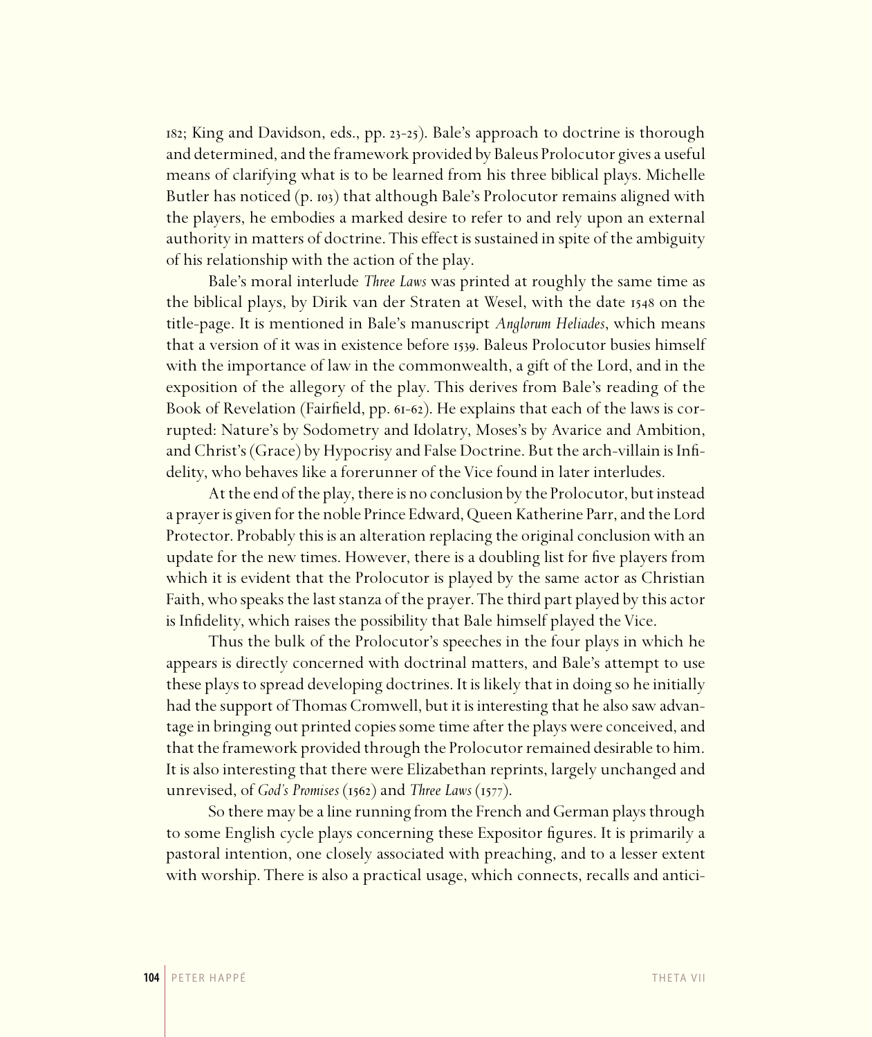182; King and Davidson, eds., pp. 23-25). Bale's approach to doctrine is thorough and determined, and the framework provided by Baleus Prolocutor gives a useful means of clarifying what is to be learned from his three biblical plays. Michelle Butler has noticed (p. 103) that although Bale's Prolocutor remains aligned with the players, he embodies a marked desire to refer to and rely upon an external authority in matters of doctrine. This effect is sustained in spite of the ambiguity of his relationship with the action of the play.

Bale's moral interlude *Three Laws* was printed at roughly the same time as the biblical plays, by Dirik van der Straten at Wesel, with the date 1548 on the title-page. It is mentioned in Bale's manuscript *Anglorum Heliades*, which means that a version of it was in existence before 1539. Baleus Prolocutor busies himself with the importance of law in the commonwealth, a gift of the Lord, and in the exposition of the allegory of the play. This derives from Bale's reading of the Book of Revelation (Fairfield, pp. 61-62). He explains that each of the laws is corrupted: Nature's by Sodometry and Idolatry, Moses's by Avarice and Ambition, and Christ's (Grace) by Hypocrisy and False Doctrine. But the arch-villain is Infidelity, who behaves like a forerunner of the Vice found in later interludes.

At the end of the play, there is no conclusion by the Prolocutor, but instead a prayer is given for the noble Prince Edward, Queen Katherine Parr, and the Lord Protector. Probably this is an alteration replacing the original conclusion with an update for the new times. However, there is a doubling list for five players from which it is evident that the Prolocutor is played by the same actor as Christian Faith, who speaks the last stanza of the prayer. The third part played by this actor is Infidelity, which raises the possibility that Bale himself played the Vice.

Thus the bulk of the Prolocutor's speeches in the four plays in which he appears is directly concerned with doctrinal matters, and Bale's attempt to use these plays to spread developing doctrines. It is likely that in doing so he initially had the support of Thomas Cromwell, but it is interesting that he also saw advantage in bringing out printed copies some time after the plays were conceived, and that the framework provided through the Prolocutor remained desirable to him. It is also interesting that there were Elizabethan reprints, largely unchanged and unrevised, of *God's Promises* (1562) and *Three Laws* (1577).

So there may be a line running from the French and German plays through to some English cycle plays concerning these Expositor figures. It is primarily a pastoral intention, one closely associated with preaching, and to a lesser extent with worship. There is also a practical usage, which connects, recalls and antici-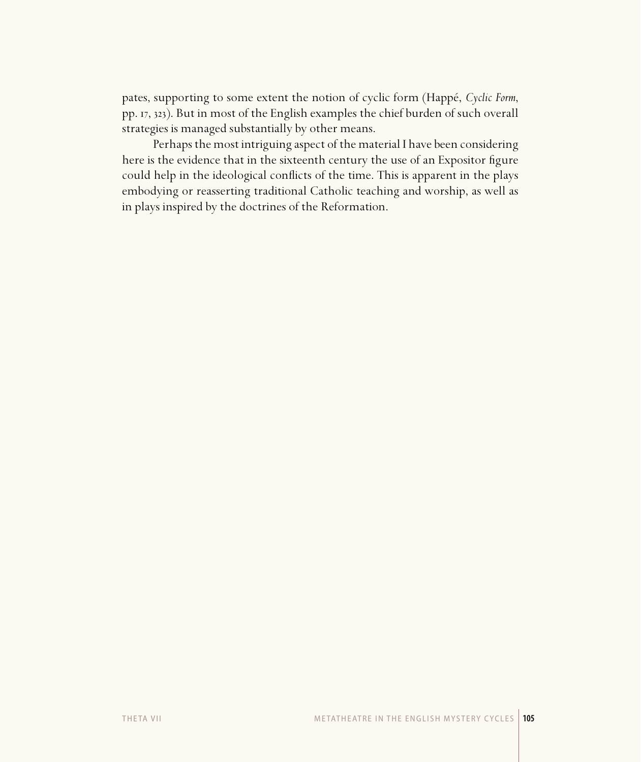pates, supporting to some extent the notion of cyclic form (Happé, *Cyclic Form*, pp. 17, 323). But in most of the English examples the chief burden of such overall strategies is managed substantially by other means.

Perhaps the most intriguing aspect of the material I have been considering here is the evidence that in the sixteenth century the use of an Expositor figure could help in the ideological conflicts of the time. This is apparent in the plays embodying or reasserting traditional Catholic teaching and worship, as well as in plays inspired by the doctrines of the Reformation.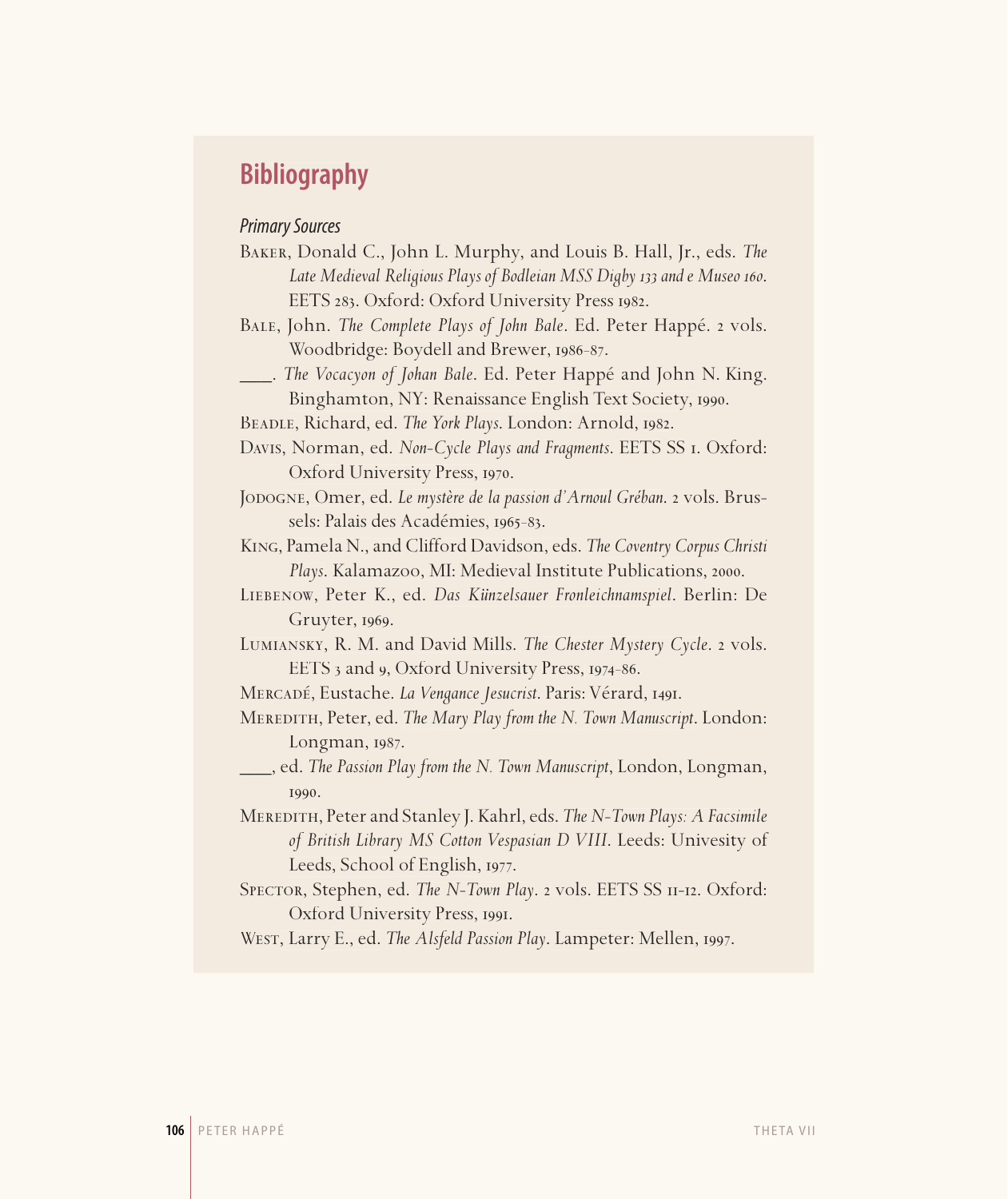## Bibliography

### *Primary Sources*

Baker, Donald C., John L. Murphy, and Louis B. Hall, Jr., eds. *The Late Medieval Religious Plays of Bodleian MSS Digby 133 and e Museo 160*. EETS 283. Oxford: Oxford University Press 1982.

Bale, John. *The Complete Plays of John Bale*. Ed. Peter Happé. 2 vols. Woodbridge: Boydell and Brewer, 1986-87.

\_\_\_\_. *The Vocacyon of Johan Bale*. Ed. Peter Happé and John N. King. Binghamton, NY: Renaissance English Text Society, 1990.

Beadle, Richard, ed. *The York Plays*. London: Arnold, 1982.

Davis, Norman, ed. *Non-Cycle Plays and Fragments*. EETS SS 1. Oxford: Oxford University Press, 1970.

Jodogne, Omer, ed. *Le mystère de la passion d'Arnoul Gréban*. 2 vols. Brussels: Palais des Académies, 1965-83.

King, Pamela N., and Clifford Davidson, eds. *The Coventry Corpus Christi Plays*. Kalamazoo, MI: Medieval Institute Publications, 2000.

Liebenow, Peter K., ed. *Das Künzelsauer Fronleichnamspiel*. Berlin: De Gruyter, 1969.

Lumiansky, R. M. and David Mills. *The Chester Mystery Cycle*. 2 vols. EETS 3 and 9, Oxford University Press, 1974-86.

Mercadé, Eustache. *La Vengance Jesucrist*. Paris: Vérard, 1491.

Meredith, Peter, ed. *The Mary Play from the N. Town Manuscript*. London: Longman, 1987.

\_\_\_\_, ed. *The Passion Play from the N. Town Manuscript*, London, Longman, 1990.

Meredith, Peter and Stanley J. Kahrl, eds. *The N-Town Plays: A Facsimile of British Library MS Cotton Vespasian D VIII*. Leeds: Univesity of Leeds, School of English, 1977.

Spector, Stephen, ed. *The N-Town Play*. 2 vols. EETS SS 11-12. Oxford: Oxford University Press, 1991.

West, Larry E., ed. *The Alsfeld Passion Play*. Lampeter: Mellen, 1997.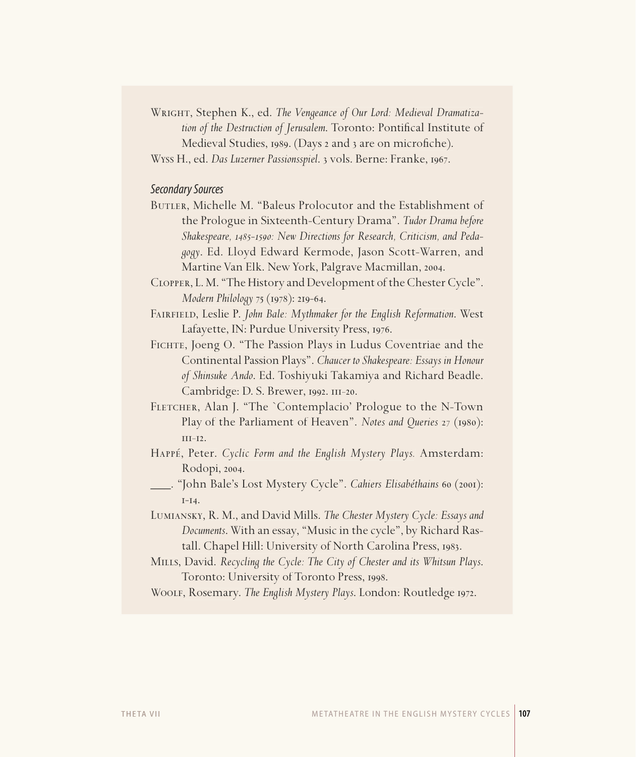Wright, Stephen K., ed. *The Vengeance of Our Lord: Medieval Dramatization of the Destruction of Jerusalem*. Toronto: Pontifical Institute of Medieval Studies, 1989. (Days 2 and 3 are on microfiche).

Wyss H., ed. *Das Luzerner Passionsspiel*. 3 vols. Berne: Franke, 1967.

### *Secondary Sources*

Butler, Michelle M. "Baleus Prolocutor and the Establishment of the Prologue in Sixteenth-Century Drama". *Tudor Drama before Shakespeare, 1485-1590: New Directions for Research, Criticism, and Pedagogy*. Ed. Lloyd Edward Kermode, Jason Scott-Warren, and Martine Van Elk. New York, Palgrave Macmillan, 2004.

Clopper, L. M. "The History and Development of the Chester Cycle". *Modern Philology* 75 (1978): 219-64.

Fairfield, Leslie P. *John Bale: Mythmaker for the English Reformation*. West Lafayette, IN: Purdue University Press, 1976.

Fichte, Joeng O. "The Passion Plays in Ludus Coventriae and the Continental Passion Plays". *Chaucer to Shakespeare: Essays in Honour of Shinsuke Ando*. Ed. Toshiyuki Takamiya and Richard Beadle. Cambridge: D. S. Brewer, 1992. 111-20.

Fletcher, Alan J. "The `Contemplacio' Prologue to the N-Town Play of the Parliament of Heaven". *Notes and Queries* 27 (1980): 111-12.

Happé, Peter. *Cyclic Form and the English Mystery Plays.* Amsterdam: Rodopi, 2004.

\_\_\_\_. "John Bale's Lost Mystery Cycle". *Cahiers Elisabéthains* 60 (2001): 1-14.

Lumiansky, R. M., and David Mills. *The Chester Mystery Cycle: Essays and Documents*. With an essay, "Music in the cycle", by Richard Rastall. Chapel Hill: University of North Carolina Press, 1983.

Mills, David. *Recycling the Cycle: The City of Chester and its Whitsun Plays*. Toronto: University of Toronto Press, 1998.

Woolf, Rosemary. *The English Mystery Plays*. London: Routledge 1972.